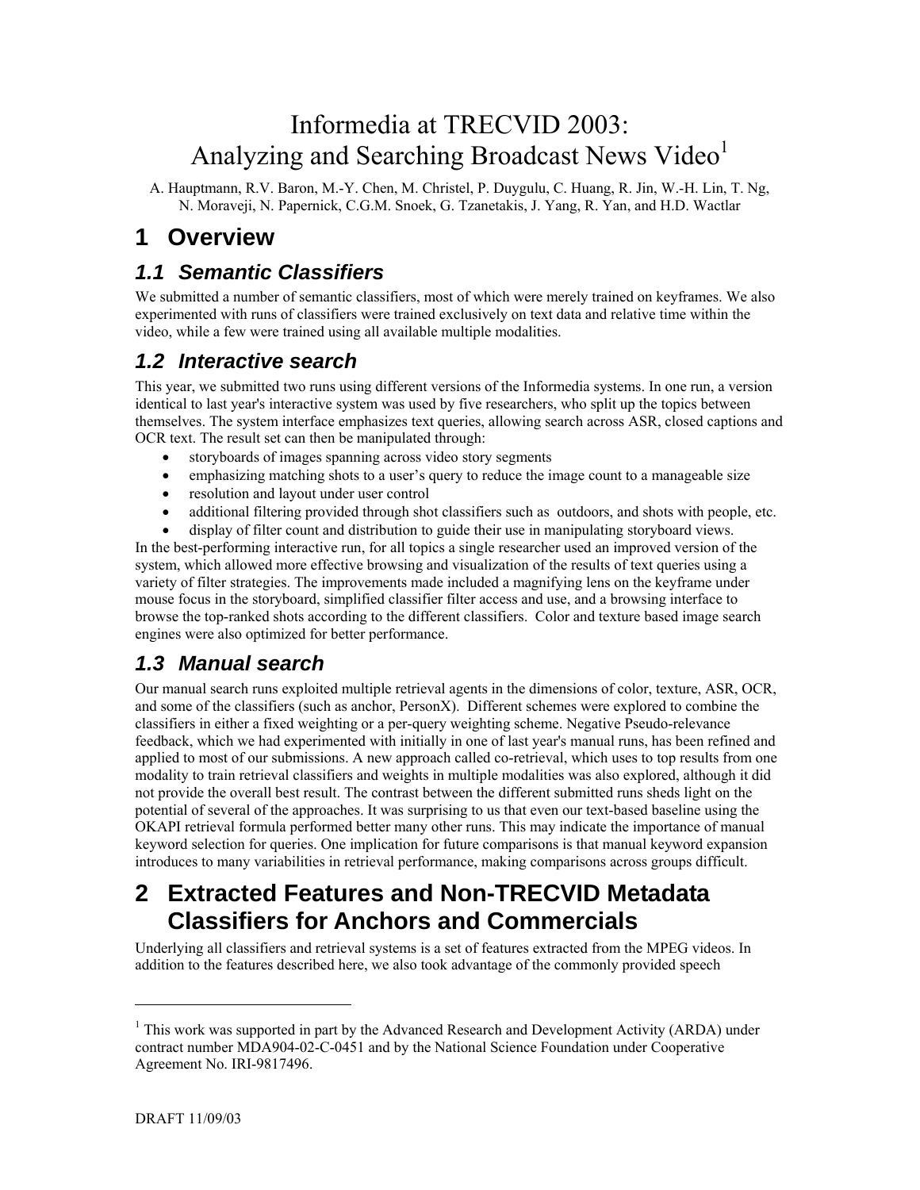# Informedia at TRECVID 2003: Analyzing and Searching Broadcast News Video[1]

A. Hauptmann, R.V. Baron, M.-Y. Chen, M. Christel, P. Duygulu, C. Huang, R. Jin, W.-H. Lin, T. Ng, N. Moraveji, N. Papernick, C.G.M. Snoek, G. Tzanetakis, J. Yang, R. Yan, and H.D. Wactlar

## 1 Overview

### 1.1 Semantic Classifiers

We submitted a number of semantic classifiers, most of which were merely trained on keyframes. We also experimented with runs of classifiers were trained exclusively on text data and relative time within the video, while a few were trained using all available multiple modalities.

### 1.2 Interactive search

This year, we submitted two runs using different versions of the Informedia systems. In one run, a version identical to last year's interactive system was used by five researchers, who split up the topics between themselves. The system interface emphasizes text queries, allowing search across ASR, closed captions and OCR text. The result set can then be manipulated through:

- storyboards of images spanning across video story segments
- emphasizing matching shots to a user's query to reduce the image count to a manageable size
- resolution and layout under user control
- additional filtering provided through shot classifiers such as outdoors, and shots with people, etc.
- display of filter count and distribution to guide their use in manipulating storyboard views.

In the best-performing interactive run, for all topics a single researcher used an improved version of the system, which allowed more effective browsing and visualization of the results of text queries using a variety of filter strategies. The improvements made included a magnifying lens on the keyframe under mouse focus in the storyboard, simplified classifier filter access and use, and a browsing interface to browse the top-ranked shots according to the different classifiers. Color and texture based image search engines were also optimized for better performance.

### 1.3 Manual search

Our manual search runs exploited multiple retrieval agents in the dimensions of color, texture, ASR, OCR, and some of the classifiers (such as anchor, PersonX). Different schemes were explored to combine the classifiers in either a fixed weighting or a per-query weighting scheme. Negative Pseudo-relevance feedback, which we had experimented with initially in one of last year's manual runs, has been refined and applied to most of our submissions. A new approach called co-retrieval, which uses to top results from one modality to train retrieval classifiers and weights in multiple modalities was also explored, although it did not provide the overall best result. The contrast between the different submitted runs sheds light on the potential of several of the approaches. It was surprising to us that even our text-based baseline using the OKAPI retrieval formula performed better many other runs. This may indicate the importance of manual keyword selection for queries. One implication for future comparisons is that manual keyword expansion introduces to many variabilities in retrieval performance, making comparisons across groups difficult.

## 2 Extracted Features and Non-TRECVID Metadata Classifiers for Anchors and Commercials

Underlying all classifiers and retrieval systems is a set of features extracted from the MPEG videos. In addition to the features described here, we also took advantage of the commonly provided speech

[1] This work was supported in part by the Advanced Research and Development Activity (ARDA) under contract number MDA904-02-C-0451 and by the National Science Foundation under Cooperative Agreement No. IRI-9817496.

DRAFT 11/09/03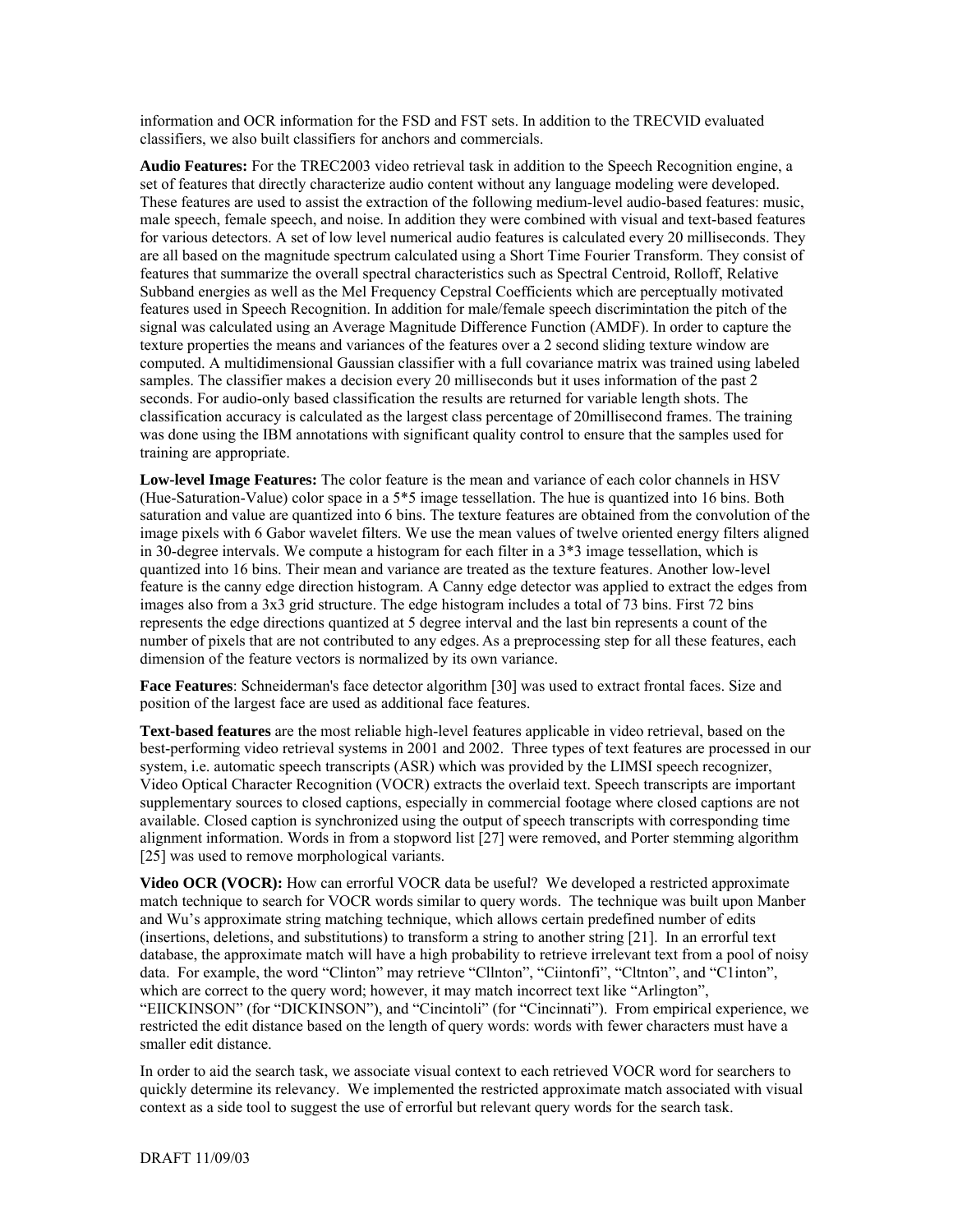information and OCR information for the FSD and FST sets. In addition to the TRECVID evaluated classifiers, we also built classifiers for anchors and commercials.

**Audio Features:** For the TREC2003 video retrieval task in addition to the Speech Recognition engine, a set of features that directly characterize audio content without any language modeling were developed. These features are used to assist the extraction of the following medium-level audio-based features: music, male speech, female speech, and noise. In addition they were combined with visual and text-based features for various detectors. A set of low level numerical audio features is calculated every 20 milliseconds. They are all based on the magnitude spectrum calculated using a Short Time Fourier Transform. They consist of features that summarize the overall spectral characteristics such as Spectral Centroid, Rolloff, Relative Subband energies as well as the Mel Frequency Cepstral Coefficients which are perceptually motivated features used in Speech Recognition. In addition for male/female speech discrimintation the pitch of the signal was calculated using an Average Magnitude Difference Function (AMDF). In order to capture the texture properties the means and variances of the features over a 2 second sliding texture window are computed. A multidimensional Gaussian classifier with a full covariance matrix was trained using labeled samples. The classifier makes a decision every 20 milliseconds but it uses information of the past 2 seconds. For audio-only based classification the results are returned for variable length shots. The classification accuracy is calculated as the largest class percentage of 20millisecond frames. The training was done using the IBM annotations with significant quality control to ensure that the samples used for training are appropriate.

**Low-level Image Features:** The color feature is the mean and variance of each color channels in HSV (Hue-Saturation-Value) color space in a 5*5 image tessellation. The hue is quantized into 16 bins. Both saturation and value are quantized into 6 bins. The texture features are obtained from the convolution of the image pixels with 6 Gabor wavelet filters. We use the mean values of twelve oriented energy filters aligned in 30-degree intervals. We compute a histogram for each filter in a 3*3 image tessellation, which is quantized into 16 bins. Their mean and variance are treated as the texture features. Another low-level feature is the canny edge direction histogram. A Canny edge detector was applied to extract the edges from images also from a 3x3 grid structure. The edge histogram includes a total of 73 bins. First 72 bins represents the edge directions quantized at 5 degree interval and the last bin represents a count of the number of pixels that are not contributed to any edges. As a preprocessing step for all these features, each dimension of the feature vectors is normalized by its own variance.

**Face Features**: Schneiderman's face detector algorithm [30] was used to extract frontal faces. Size and position of the largest face are used as additional face features.

**Text-based features** are the most reliable high-level features applicable in video retrieval, based on the best-performing video retrieval systems in 2001 and 2002. Three types of text features are processed in our system, i.e. automatic speech transcripts (ASR) which was provided by the LIMSI speech recognizer, Video Optical Character Recognition (VOCR) extracts the overlaid text. Speech transcripts are important supplementary sources to closed captions, especially in commercial footage where closed captions are not available. Closed caption is synchronized using the output of speech transcripts with corresponding time alignment information. Words in from a stopword list [27] were removed, and Porter stemming algorithm [25] was used to remove morphological variants.

**Video OCR (VOCR):** How can errorful VOCR data be useful? We developed a restricted approximate match technique to search for VOCR words similar to query words. The technique was built upon Manber and Wu's approximate string matching technique, which allows certain predefined number of edits (insertions, deletions, and substitutions) to transform a string to another string [21]. In an errorful text database, the approximate match will have a high probability to retrieve irrelevant text from a pool of noisy data. For example, the word "Clinton" may retrieve "Cllnton", "Ciintonfi", "Cltnton", and "C1inton", which are correct to the query word; however, it may match incorrect text like "Arlington", "EIICKINSON" (for "DICKINSON"), and "Cincintoli" (for "Cincinnati"). From empirical experience, we restricted the edit distance based on the length of query words: words with fewer characters must have a smaller edit distance.

In order to aid the search task, we associate visual context to each retrieved VOCR word for searchers to quickly determine its relevancy. We implemented the restricted approximate match associated with visual context as a side tool to suggest the use of errorful but relevant query words for the search task.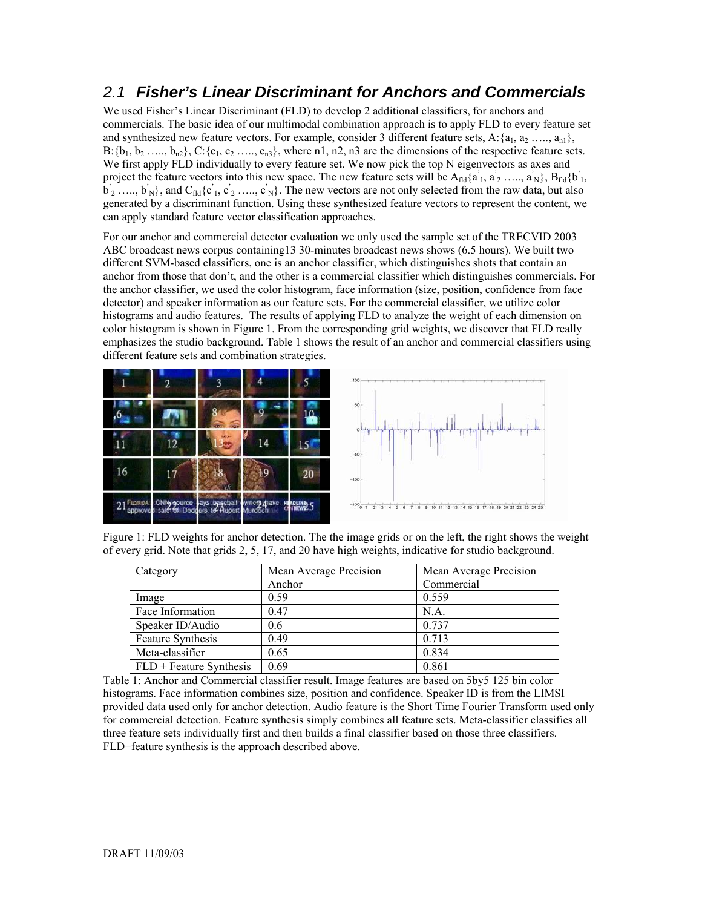## 2.1 *Fisher's Linear Discriminant for Anchors and Commercials*

We used Fisher's Linear Discriminant (FLD) to develop 2 additional classifiers, for anchors and commercials. The basic idea of our multimodal combination approach is to apply FLD to every feature set and synthesized new feature vectors. For example, consider 3 different feature sets, A:{$a_1$, $a_2$ ….., $a_{n1}$}, B:{$b_1$, $b_2$ ….., $b_{n2}$}, C:{$c_1$, $c_2$ ….., $c_{n3}$}, where n1, n2, n3 are the dimensions of the respective feature sets. We first apply FLD individually to every feature set. We now pick the top N eigenvectors as axes and project the feature vectors into this new space. The new feature sets will be $A_{fld}${$a'_1$, $a'_2$ ….., $a'_N$}, $B_{fld}${$b'_1$, $b'_2$ ….., $b'_N$}, and $C_{fld}${$c'_1$, $c'_2$ ….., $c'_N$}. The new vectors are not only selected from the raw data, but also generated by a discriminant function. Using these synthesized feature vectors to represent the content, we can apply standard feature vector classification approaches.

For our anchor and commercial detector evaluation we only used the sample set of the TRECVID 2003 ABC broadcast news corpus containing13 30-minutes broadcast news shows (6.5 hours). We built two different SVM-based classifiers, one is an anchor classifier, which distinguishes shots that contain an anchor from those that don't, and the other is a commercial classifier which distinguishes commercials. For the anchor classifier, we used the color histogram, face information (size, position, confidence from face detector) and speaker information as our feature sets. For the commercial classifier, we utilize color histograms and audio features. The results of applying FLD to analyze the weight of each dimension on color histogram is shown in Figure 1. From the corresponding grid weights, we discover that FLD really emphasizes the studio background. Table 1 shows the result of an anchor and commercial classifiers using different feature sets and combination strategies.

Figure 1: FLD weights for anchor detection. The the image grids or on the left, the right shows the weight of every grid. Note that grids 2, 5, 17, and 20 have high weights, indicative for studio background.

| Category | Mean Average Precision Anchor | Mean Average Precision Commercial |
|---|---|---|
| Image | 0.59 | 0.559 |
| Face Information | 0.47 | N.A. |
| Speaker ID/Audio | 0.6 | 0.737 |
| Feature Synthesis | 0.49 | 0.713 |
| Meta-classifier | 0.65 | 0.834 |
| FLD + Feature Synthesis | 0.69 | 0.861 |

Table 1: Anchor and Commercial classifier result. Image features are based on 5by5 125 bin color histograms. Face information combines size, position and confidence. Speaker ID is from the LIMSI provided data used only for anchor detection. Audio feature is the Short Time Fourier Transform used only for commercial detection. Feature synthesis simply combines all feature sets. Meta-classifier classifies all three feature sets individually first and then builds a final classifier based on those three classifiers. FLD+feature synthesis is the approach described above.

DRAFT 11/09/03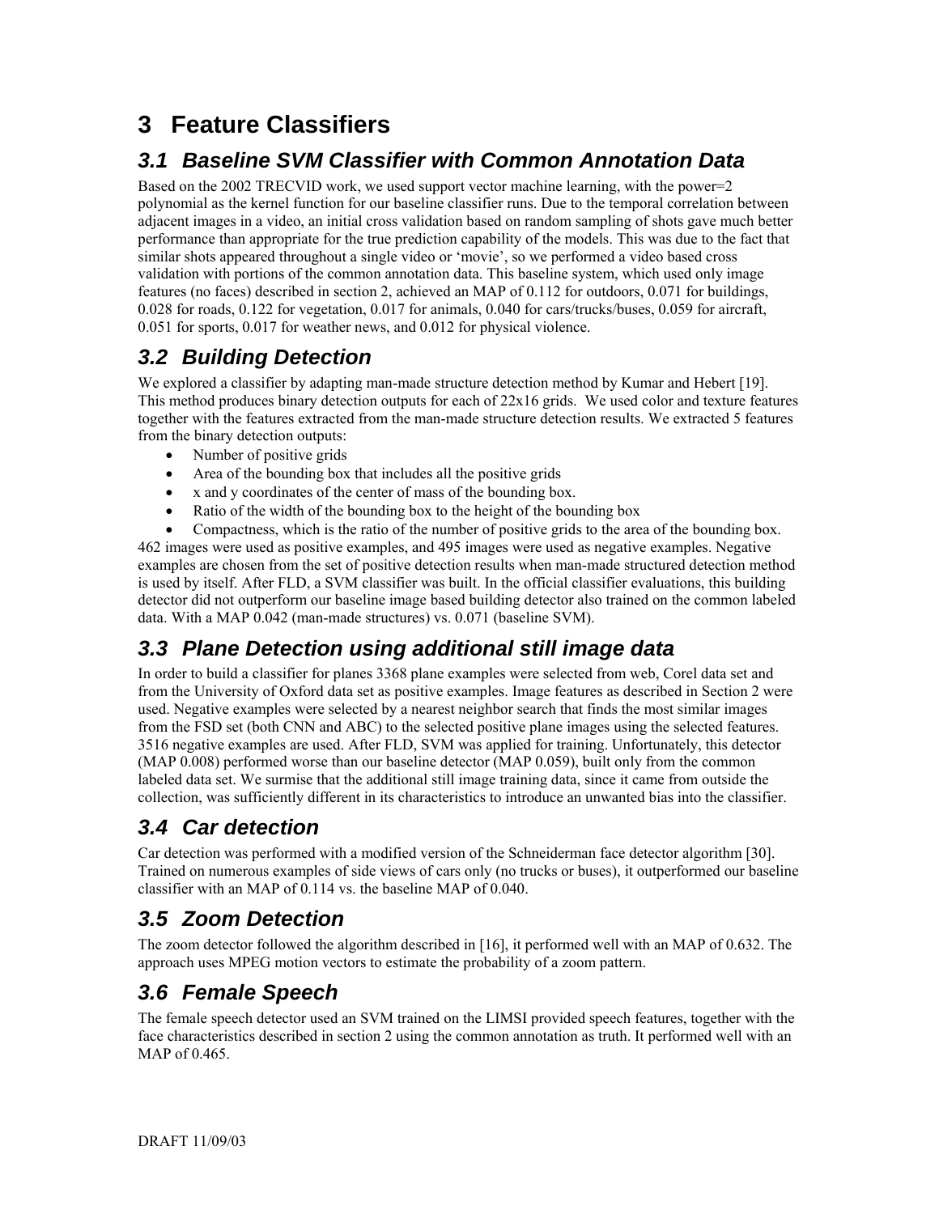# 3 Feature Classifiers

## 3.1 Baseline SVM Classifier with Common Annotation Data

Based on the 2002 TRECVID work, we used support vector machine learning, with the power=2 polynomial as the kernel function for our baseline classifier runs. Due to the temporal correlation between adjacent images in a video, an initial cross validation based on random sampling of shots gave much better performance than appropriate for the true prediction capability of the models. This was due to the fact that similar shots appeared throughout a single video or 'movie', so we performed a video based cross validation with portions of the common annotation data. This baseline system, which used only image features (no faces) described in section 2, achieved an MAP of 0.112 for outdoors, 0.071 for buildings, 0.028 for roads, 0.122 for vegetation, 0.017 for animals, 0.040 for cars/trucks/buses, 0.059 for aircraft, 0.051 for sports, 0.017 for weather news, and 0.012 for physical violence.

## 3.2 Building Detection

We explored a classifier by adapting man-made structure detection method by Kumar and Hebert [19]. This method produces binary detection outputs for each of 22x16 grids. We used color and texture features together with the features extracted from the man-made structure detection results. We extracted 5 features from the binary detection outputs:

- Number of positive grids
- Area of the bounding box that includes all the positive grids
- x and y coordinates of the center of mass of the bounding box.
- Ratio of the width of the bounding box to the height of the bounding box
- Compactness, which is the ratio of the number of positive grids to the area of the bounding box.

462 images were used as positive examples, and 495 images were used as negative examples. Negative examples are chosen from the set of positive detection results when man-made structured detection method is used by itself. After FLD, a SVM classifier was built. In the official classifier evaluations, this building detector did not outperform our baseline image based building detector also trained on the common labeled data. With a MAP 0.042 (man-made structures) vs. 0.071 (baseline SVM).

## 3.3 Plane Detection using additional still image data

In order to build a classifier for planes 3368 plane examples were selected from web, Corel data set and from the University of Oxford data set as positive examples. Image features as described in Section 2 were used. Negative examples were selected by a nearest neighbor search that finds the most similar images from the FSD set (both CNN and ABC) to the selected positive plane images using the selected features. 3516 negative examples are used. After FLD, SVM was applied for training. Unfortunately, this detector (MAP 0.008) performed worse than our baseline detector (MAP 0.059), built only from the common labeled data set. We surmise that the additional still image training data, since it came from outside the collection, was sufficiently different in its characteristics to introduce an unwanted bias into the classifier.

## 3.4 Car detection

Car detection was performed with a modified version of the Schneiderman face detector algorithm [30]. Trained on numerous examples of side views of cars only (no trucks or buses), it outperformed our baseline classifier with an MAP of 0.114 vs. the baseline MAP of 0.040.

## 3.5 Zoom Detection

The zoom detector followed the algorithm described in [16], it performed well with an MAP of 0.632. The approach uses MPEG motion vectors to estimate the probability of a zoom pattern.

## 3.6 Female Speech

The female speech detector used an SVM trained on the LIMSI provided speech features, together with the face characteristics described in section 2 using the common annotation as truth. It performed well with an MAP of 0.465.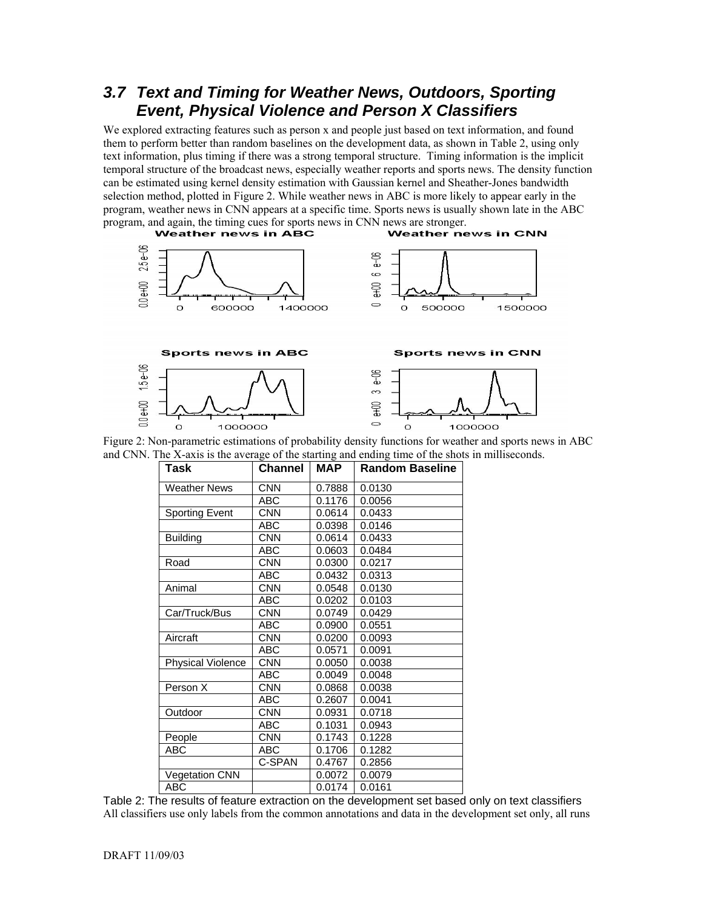## 3.7 Text and Timing for Weather News, Outdoors, Sporting Event, Physical Violence and Person X Classifiers

We explored extracting features such as person x and people just based on text information, and found them to perform better than random baselines on the development data, as shown in Table 2, using only text information, plus timing if there was a strong temporal structure. Timing information is the implicit temporal structure of the broadcast news, especially weather reports and sports news. The density function can be estimated using kernel density estimation with Gaussian kernel and Sheather-Jones bandwidth selection method, plotted in Figure 2. While weather news in ABC is more likely to appear early in the program, weather news in CNN appears at a specific time. Sports news is usually shown late in the ABC program, and again, the timing cues for sports news in CNN news are stronger.

Figure 2: Non-parametric estimations of probability density functions for weather and sports news in ABC and CNN. The X-axis is the average of the starting and ending time of the shots in milliseconds.

| Task | Channel | MAP | Random Baseline |
|---|---|---|---|
| Weather News | CNN | 0.7888 | 0.0130 |
| | ABC | 0.1176 | 0.0056 |
| Sporting Event | CNN | 0.0614 | 0.0433 |
| | ABC | 0.0398 | 0.0146 |
| Building | CNN | 0.0614 | 0.0433 |
| | ABC | 0.0603 | 0.0484 |
| Road | CNN | 0.0300 | 0.0217 |
| | ABC | 0.0432 | 0.0313 |
| Animal | CNN | 0.0548 | 0.0130 |
| | ABC | 0.0202 | 0.0103 |
| Car/Truck/Bus | CNN | 0.0749 | 0.0429 |
| | ABC | 0.0900 | 0.0551 |
| Aircraft | CNN | 0.0200 | 0.0093 |
| | ABC | 0.0571 | 0.0091 |
| Physical Violence | CNN | 0.0050 | 0.0038 |
| | ABC | 0.0049 | 0.0048 |
| Person X | CNN | 0.0868 | 0.0038 |
| | ABC | 0.2607 | 0.0041 |
| Outdoor | CNN | 0.0931 | 0.0718 |
| | ABC | 0.1031 | 0.0943 |
| People | CNN | 0.1743 | 0.1228 |
| ABC | ABC | 0.1706 | 0.1282 |
| | C-SPAN | 0.4767 | 0.2856 |
| Vegetation CNN | | 0.0072 | 0.0079 |
| ABC | | 0.0174 | 0.0161 |

Table 2: The results of feature extraction on the development set based only on text classifiers

All classifiers use only labels from the common annotations and data in the development set only, all runs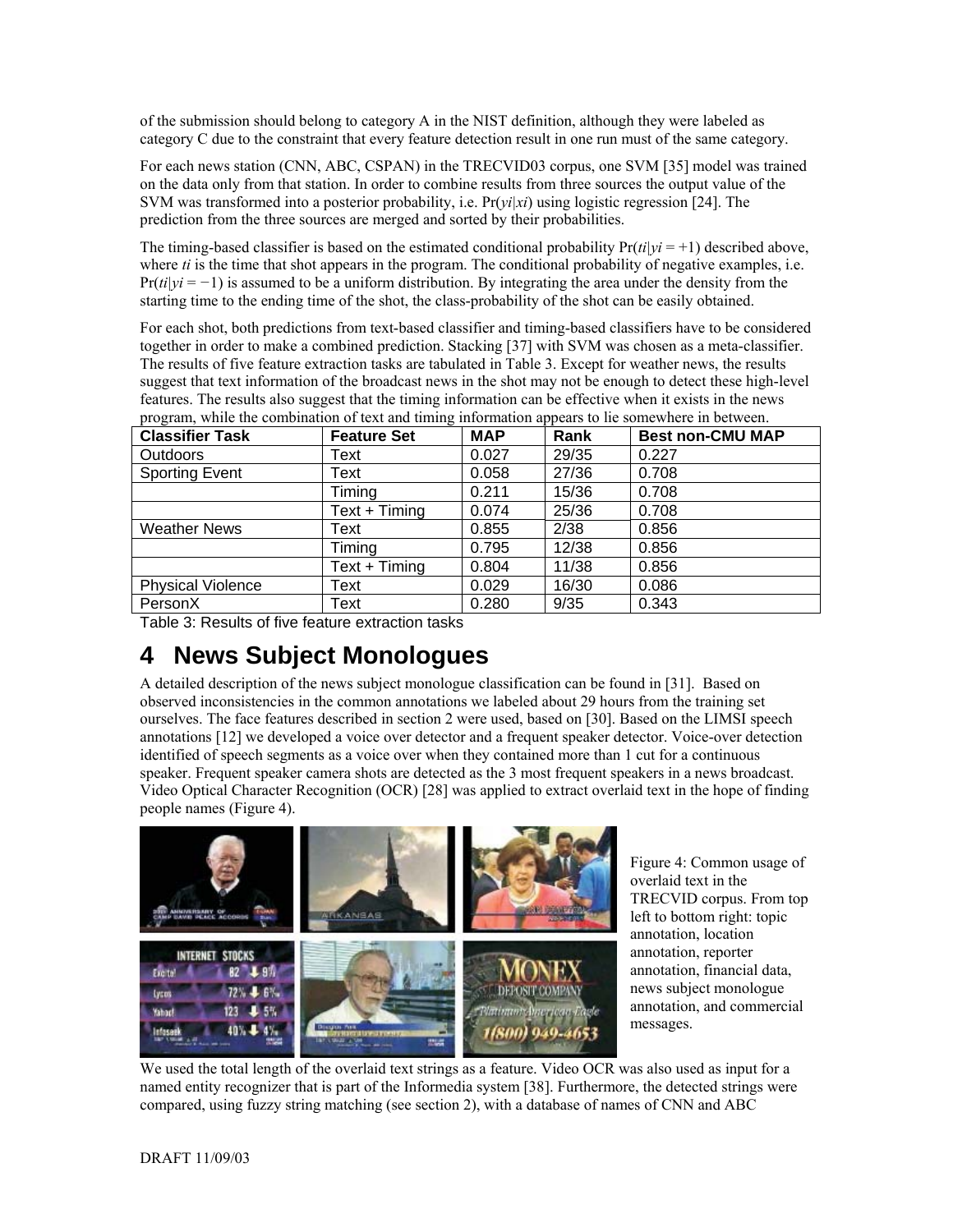of the submission should belong to category A in the NIST definition, although they were labeled as category C due to the constraint that every feature detection result in one run must of the same category.

For each news station (CNN, ABC, CSPAN) in the TRECVID03 corpus, one SVM [35] model was trained on the data only from that station. In order to combine results from three sources the output value of the SVM was transformed into a posterior probability, i.e. $\Pr(y_i|x_i)$ using logistic regression [24]. The prediction from the three sources are merged and sorted by their probabilities.

The timing-based classifier is based on the estimated conditional probability $\Pr(t_i|y_i = +1)$ described above, where $t_i$ is the time that shot appears in the program. The conditional probability of negative examples, i.e. $\Pr(t_i|y_i = -1)$ is assumed to be a uniform distribution. By integrating the area under the density from the starting time to the ending time of the shot, the class-probability of the shot can be easily obtained.

For each shot, both predictions from text-based classifier and timing-based classifiers have to be considered together in order to make a combined prediction. Stacking [37] with SVM was chosen as a meta-classifier. The results of five feature extraction tasks are tabulated in Table 3. Except for weather news, the results suggest that text information of the broadcast news in the shot may not be enough to detect these high-level features. The results also suggest that the timing information can be effective when it exists in the news program, while the combination of text and timing information appears to lie somewhere in between.

| Classifier Task | Feature Set | MAP | Rank | Best non-CMU MAP |
|---|---|---|---|---|
| Outdoors | Text | 0.027 | 29/35 | 0.227 |
| Sporting Event | Text | 0.058 | 27/36 | 0.708 |
| | Timing | 0.211 | 15/36 | 0.708 |
| | Text + Timing | 0.074 | 25/36 | 0.708 |
| Weather News | Text | 0.855 | 2/38 | 0.856 |
| | Timing | 0.795 | 12/38 | 0.856 |
| | Text + Timing | 0.804 | 11/38 | 0.856 |
| Physical Violence | Text | 0.029 | 16/30 | 0.086 |
| PersonX | Text | 0.280 | 9/35 | 0.343 |

Table 3: Results of five feature extraction tasks

# 4 News Subject Monologues

A detailed description of the news subject monologue classification can be found in [31]. Based on observed inconsistencies in the common annotations we labeled about 29 hours from the training set ourselves. The face features described in section 2 were used, based on [30]. Based on the LIMSI speech annotations [12] we developed a voice over detector and a frequent speaker detector. Voice-over detection identified of speech segments as a voice over when they contained more than 1 cut for a continuous speaker. Frequent speaker camera shots are detected as the 3 most frequent speakers in a news broadcast. Video Optical Character Recognition (OCR) [28] was applied to extract overlaid text in the hope of finding people names (Figure 4).

Figure 4: Common usage of overlaid text in the TRECVID corpus. From top left to bottom right: topic annotation, location annotation, reporter annotation, financial data, news subject monologue annotation, and commercial messages.

We used the total length of the overlaid text strings as a feature. Video OCR was also used as input for a named entity recognizer that is part of the Informedia system [38]. Furthermore, the detected strings were compared, using fuzzy string matching (see section 2), with a database of names of CNN and ABC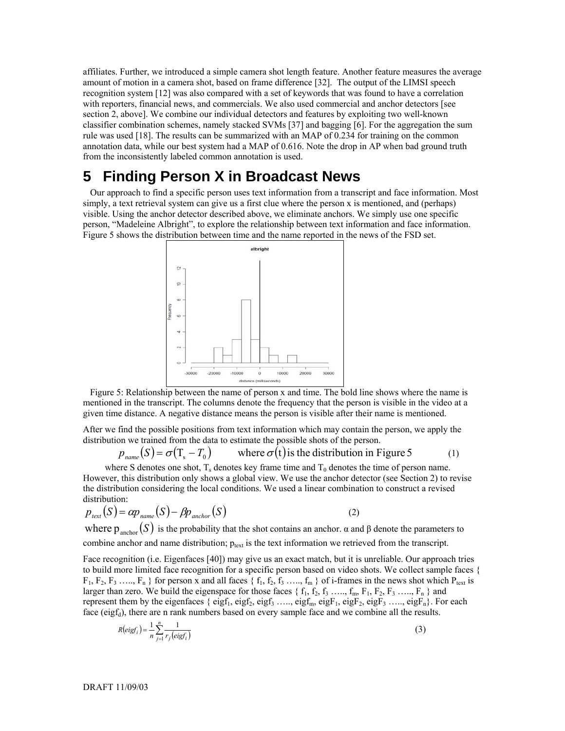affiliates. Further, we introduced a simple camera shot length feature. Another feature measures the average amount of motion in a camera shot, based on frame difference [32]. The output of the LIMSI speech recognition system [12] was also compared with a set of keywords that was found to have a correlation with reporters, financial news, and commercials. We also used commercial and anchor detectors [see section 2, above]. We combine our individual detectors and features by exploiting two well-known classifier combination schemes, namely stacked SVMs [37] and bagging [6]. For the aggregation the sum rule was used [18]. The results can be summarized with an MAP of 0.234 for training on the common annotation data, while our best system had a MAP of 0.616. Note the drop in AP when bad ground truth from the inconsistently labeled common annotation is used.

# 5 Finding Person X in Broadcast News

Our approach to find a specific person uses text information from a transcript and face information. Most simply, a text retrieval system can give us a first clue where the person x is mentioned, and (perhaps) visible. Using the anchor detector described above, we eliminate anchors. We simply use one specific person, "Madeleine Albright", to explore the relationship between text information and face information. Figure 5 shows the distribution between time and the name reported in the news of the FSD set.

Figure 5: Relationship between the name of person x and time. The bold line shows where the name is mentioned in the transcript. The columns denote the frequency that the person is visible in the video at a given time distance. A negative distance means the person is visible after their name is mentioned.

After we find the possible positions from text information which may contain the person, we apply the distribution we trained from the data to estimate the possible shots of the person.

$$p_{name}(S) = \sigma(T_s - T_0) \qquad \text{where } \sigma(t) \text{ is the distribution in Figure 5} \tag{1}$$

where S denotes one shot, $T_s$ denotes key frame time and $T_0$ denotes the time of person name. However, this distribution only shows a global view. We use the anchor detector (see Section 2) to revise the distribution considering the local conditions. We used a linear combination to construct a revised distribution:

$$p_{text}(S) = \alpha p_{name}(S) - \beta p_{anchor}(S) \tag{2}$$

where $p_{anchor}(S)$ is the probability that the shot contains an anchor. α and β denote the parameters to combine anchor and name distribution; $p_{text}$ is the text information we retrieved from the transcript.

Face recognition (i.e. Eigenfaces [40]) may give us an exact match, but it is unreliable. Our approach tries to build more limited face recognition for a specific person based on video shots. We collect sample faces { $F_1, F_2, F_3, \ldots, F_n$ } for person x and all faces { $f_1, f_2, f_3, \ldots, f_m$ } of i-frames in the news shot which $P_{text}$ is larger than zero. We build the eigenspace for those faces { $f_1, f_2, f_3, \ldots, f_m, F_1, F_2, F_3, \ldots, F_n$ } and represent them by the eigenfaces { $eigf_1, eigf_2, eigf_3, \ldots, eigf_m, eigF_1, eigF_2, eigF_3, \ldots, eigF_n$ }. For each face ($eigf_d$), there are n rank numbers based on every sample face and we combine all the results.

$$R(eigf_i) = \frac{1}{n}\sum_{j=1}^{n}\frac{1}{r_j(eigf_i)} \tag{3}$$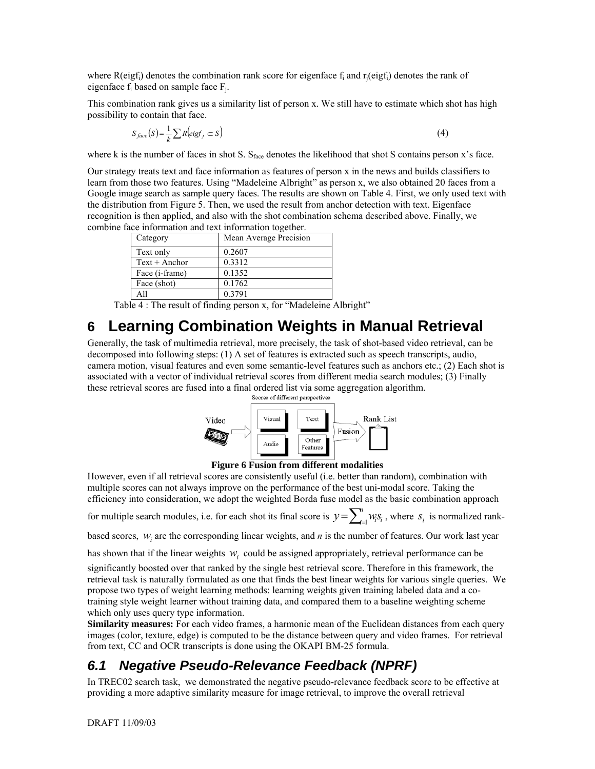where $R(eigf_i)$ denotes the combination rank score for eigenface $f_i$ and $r_j(eigf_i)$ denotes the rank of eigenface $f_i$ based on sample face $F_j$.

This combination rank gives us a similarity list of person x. We still have to estimate which shot has high possibility to contain that face.

$$S_{face}(S) = \frac{1}{k}\sum R(eigf_j \subset S) \tag{4}$$

where k is the number of faces in shot S. $S_{face}$ denotes the likelihood that shot S contains person x's face.

Our strategy treats text and face information as features of person x in the news and builds classifiers to learn from those two features. Using "Madeleine Albright" as person x, we also obtained 20 faces from a Google image search as sample query faces. The results are shown on Table 4. First, we only used text with the distribution from Figure 5. Then, we used the result from anchor detection with text. Eigenface recognition is then applied, and also with the shot combination schema described above. Finally, we combine face information and text information together.

| Category | Mean Average Precision |
|---|---|
| Text only | 0.2607 |
| Text + Anchor | 0.3312 |
| Face (i-frame) | 0.1352 |
| Face (shot) | 0.1762 |
| All | 0.3791 |

Table 4 : The result of finding person x, for "Madeleine Albright"

# 6 Learning Combination Weights in Manual Retrieval

Generally, the task of multimedia retrieval, more precisely, the task of shot-based video retrieval, can be decomposed into following steps: (1) A set of features is extracted such as speech transcripts, audio, camera motion, visual features and even some semantic-level features such as anchors etc.; (2) Each shot is associated with a vector of individual retrieval scores from different media search modules; (3) Finally these retrieval scores are fused into a final ordered list via some aggregation algorithm.

**Figure 6 Fusion from different modalities**

However, even if all retrieval scores are consistently useful (i.e. better than random), combination with multiple scores can not always improve on the performance of the best uni-modal score. Taking the efficiency into consideration, we adopt the weighted Borda fuse model as the basic combination approach for multiple search modules, i.e. for each shot its final score is $y = \sum_{i=1}^{n} w_i s_i$, where $s_i$ is normalized rank-based scores, $w_i$ are the corresponding linear weights, and *n* is the number of features. Our work last year has shown that if the linear weights $w_i$ could be assigned appropriately, retrieval performance can be significantly boosted over that ranked by the single best retrieval score. Therefore in this framework, the retrieval task is naturally formulated as one that finds the best linear weights for various single queries. We propose two types of weight learning methods: learning weights given training labeled data and a co-training style weight learner without training data, and compared them to a baseline weighting scheme which only uses query type information.

**Similarity measures:** For each video frames, a harmonic mean of the Euclidean distances from each query images (color, texture, edge) is computed to be the distance between query and video frames. For retrieval from text, CC and OCR transcripts is done using the OKAPI BM-25 formula.

## 6.1 Negative Pseudo-Relevance Feedback (NPRF)

In TREC02 search task, we demonstrated the negative pseudo-relevance feedback score to be effective at providing a more adaptive similarity measure for image retrieval, to improve the overall retrieval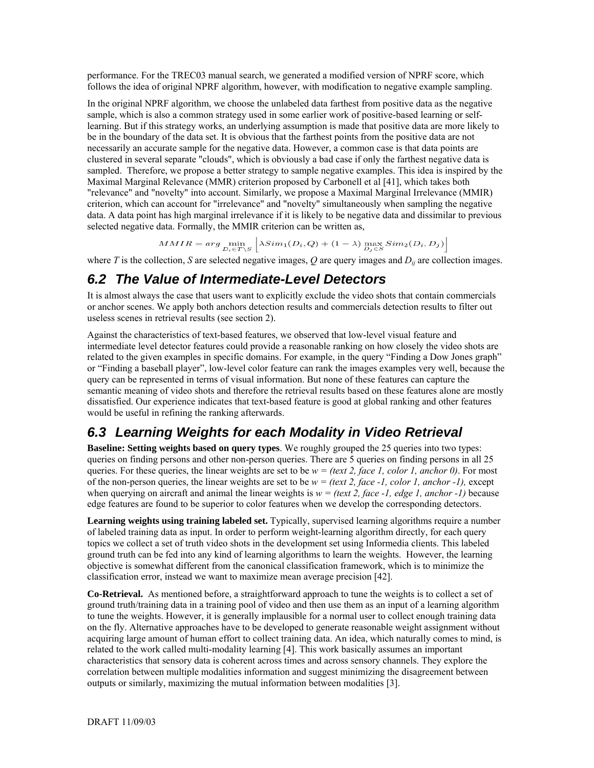performance. For the TREC03 manual search, we generated a modified version of NPRF score, which follows the idea of original NPRF algorithm, however, with modification to negative example sampling.

In the original NPRF algorithm, we choose the unlabeled data farthest from positive data as the negative sample, which is also a common strategy used in some earlier work of positive-based learning or self-learning. But if this strategy works, an underlying assumption is made that positive data are more likely to be in the boundary of the data set. It is obvious that the farthest points from the positive data are not necessarily an accurate sample for the negative data. However, a common case is that data points are clustered in several separate "clouds", which is obviously a bad case if only the farthest negative data is sampled. Therefore, we propose a better strategy to sample negative examples. This idea is inspired by the Maximal Marginal Relevance (MMR) criterion proposed by Carbonell et al [41], which takes both "relevance" and "novelty" into account. Similarly, we propose a Maximal Marginal Irrelevance (MMIR) criterion, which can account for "irrelevance" and "novelty" simultaneously when sampling the negative data. A data point has high marginal irrelevance if it is likely to be negative data and dissimilar to previous selected negative data. Formally, the MMIR criterion can be written as,

$$MMIR = arg \min_{D_i \in T \setminus S} \left[ \lambda Sim_1(D_i, Q) + (1 - \lambda) \max_{D_j \in S} Sim_2(D_i, D_j) \right]$$

where $T$ is the collection, $S$ are selected negative images, $Q$ are query images and $D_{ij}$ are collection images.

## 6.2 The Value of Intermediate-Level Detectors

It is almost always the case that users want to explicitly exclude the video shots that contain commercials or anchor scenes. We apply both anchors detection results and commercials detection results to filter out useless scenes in retrieval results (see section 2).

Against the characteristics of text-based features, we observed that low-level visual feature and intermediate level detector features could provide a reasonable ranking on how closely the video shots are related to the given examples in specific domains. For example, in the query "Finding a Dow Jones graph" or "Finding a baseball player", low-level color feature can rank the images examples very well, because the query can be represented in terms of visual information. But none of these features can capture the semantic meaning of video shots and therefore the retrieval results based on these features alone are mostly dissatisfied. Our experience indicates that text-based feature is good at global ranking and other features would be useful in refining the ranking afterwards.

## 6.3 Learning Weights for each Modality in Video Retrieval

**Baseline: Setting weights based on query types**. We roughly grouped the 25 queries into two types: queries on finding persons and other non-person queries. There are 5 queries on finding persons in all 25 queries. For these queries, the linear weights are set to be *w = (text 2, face 1, color 1, anchor 0)*. For most of the non-person queries, the linear weights are set to be *w = (text 2, face -1, color 1, anchor -1),* except when querying on aircraft and animal the linear weights is *w = (text 2, face -1, edge 1, anchor -1)* because edge features are found to be superior to color features when we develop the corresponding detectors.

**Learning weights using training labeled set.** Typically, supervised learning algorithms require a number of labeled training data as input. In order to perform weight-learning algorithm directly, for each query topics we collect a set of truth video shots in the development set using Informedia clients. This labeled ground truth can be fed into any kind of learning algorithms to learn the weights. However, the learning objective is somewhat different from the canonical classification framework, which is to minimize the classification error, instead we want to maximize mean average precision [42].

**Co-Retrieval.** As mentioned before, a straightforward approach to tune the weights is to collect a set of ground truth/training data in a training pool of video and then use them as an input of a learning algorithm to tune the weights. However, it is generally implausible for a normal user to collect enough training data on the fly. Alternative approaches have to be developed to generate reasonable weight assignment without acquiring large amount of human effort to collect training data. An idea, which naturally comes to mind, is related to the work called multi-modality learning [4]. This work basically assumes an important characteristics that sensory data is coherent across times and across sensory channels. They explore the correlation between multiple modalities information and suggest minimizing the disagreement between outputs or similarly, maximizing the mutual information between modalities [3].

DRAFT 11/09/03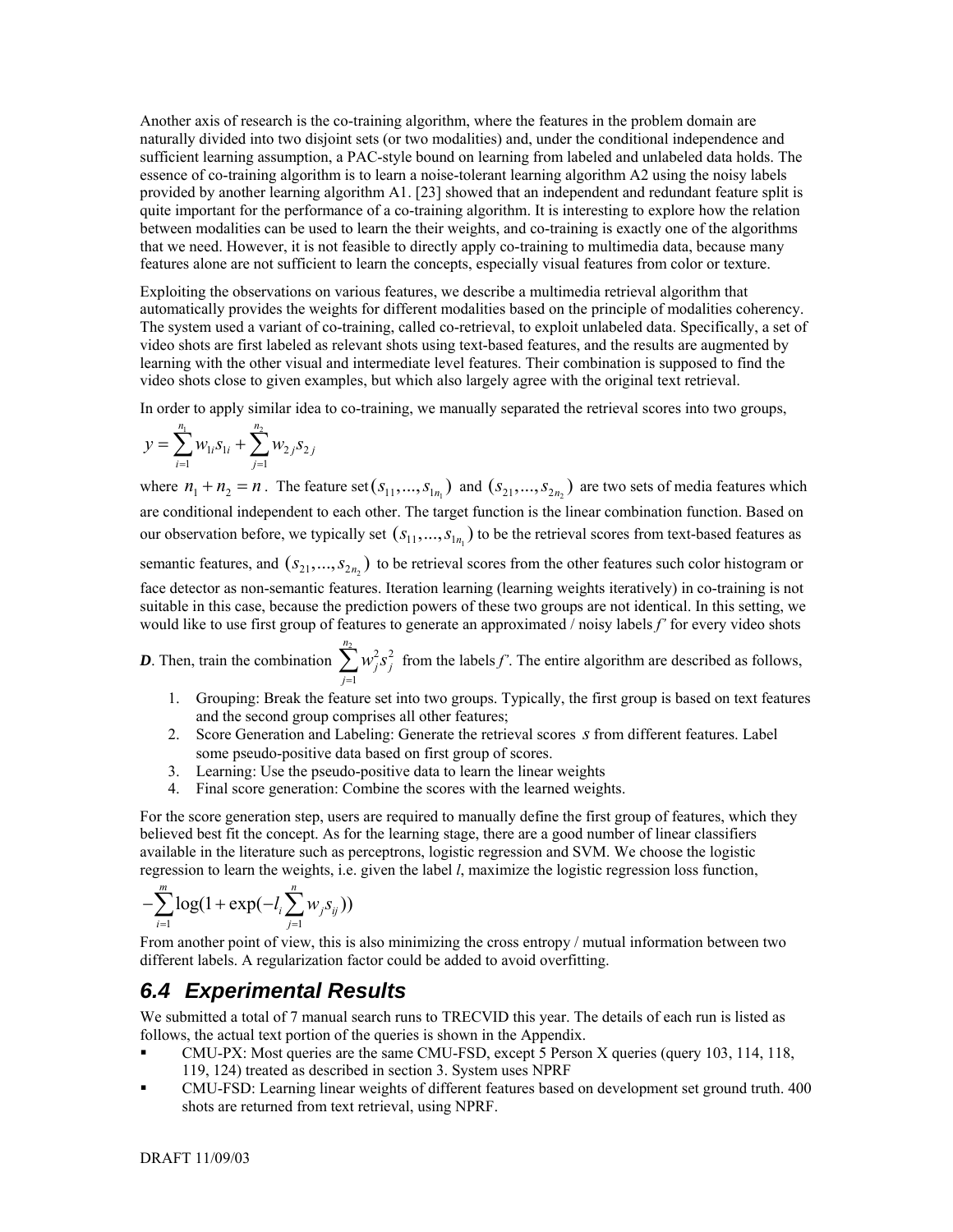Another axis of research is the co-training algorithm, where the features in the problem domain are naturally divided into two disjoint sets (or two modalities) and, under the conditional independence and sufficient learning assumption, a PAC-style bound on learning from labeled and unlabeled data holds. The essence of co-training algorithm is to learn a noise-tolerant learning algorithm A2 using the noisy labels provided by another learning algorithm A1. [23] showed that an independent and redundant feature split is quite important for the performance of a co-training algorithm. It is interesting to explore how the relation between modalities can be used to learn the their weights, and co-training is exactly one of the algorithms that we need. However, it is not feasible to directly apply co-training to multimedia data, because many features alone are not sufficient to learn the concepts, especially visual features from color or texture.

Exploiting the observations on various features, we describe a multimedia retrieval algorithm that automatically provides the weights for different modalities based on the principle of modalities coherency. The system used a variant of co-training, called co-retrieval, to exploit unlabeled data. Specifically, a set of video shots are first labeled as relevant shots using text-based features, and the results are augmented by learning with the other visual and intermediate level features. Their combination is supposed to find the video shots close to given examples, but which also largely agree with the original text retrieval.

In order to apply similar idea to co-training, we manually separated the retrieval scores into two groups,

$$y = \sum_{i=1}^{n_1} w_{1i} s_{1i} + \sum_{j=1}^{n_2} w_{2j} s_{2j}$$

where $n_1 + n_2 = n$. The feature set $(s_{11}, ..., s_{1n_1})$ and $(s_{21}, ..., s_{2n_2})$ are two sets of media features which are conditional independent to each other. The target function is the linear combination function. Based on our observation before, we typically set $(s_{11}, ..., s_{1n_1})$ to be the retrieval scores from text-based features as semantic features, and $(s_{21}, ..., s_{2n_2})$ to be retrieval scores from the other features such color histogram or face detector as non-semantic features. Iteration learning (learning weights iteratively) in co-training is not suitable in this case, because the prediction powers of these two groups are not identical. In this setting, we would like to use first group of features to generate an approximated / noisy labels *f'* for every video shots *D*. Then, train the combination $\sum_{j=1}^{n_2} w_j^2 s_j^2$ from the labels *f'*. The entire algorithm are described as follows,

1. Grouping: Break the feature set into two groups. Typically, the first group is based on text features and the second group comprises all other features;
2. Score Generation and Labeling: Generate the retrieval scores $s$ from different features. Label some pseudo-positive data based on first group of scores.
3. Learning: Use the pseudo-positive data to learn the linear weights
4. Final score generation: Combine the scores with the learned weights.

For the score generation step, users are required to manually define the first group of features, which they believed best fit the concept. As for the learning stage, there are a good number of linear classifiers available in the literature such as perceptrons, logistic regression and SVM. We choose the logistic regression to learn the weights, i.e. given the label *l*, maximize the logistic regression loss function,

$$-\sum_{i=1}^{m} \log(1 + \exp(-l_i \sum_{j=1}^{n} w_j s_{ij}))$$

From another point of view, this is also minimizing the cross entropy / mutual information between two different labels. A regularization factor could be added to avoid overfitting.

## 6.4 Experimental Results

We submitted a total of 7 manual search runs to TRECVID this year. The details of each run is listed as follows, the actual text portion of the queries is shown in the Appendix.

- CMU-PX: Most queries are the same CMU-FSD, except 5 Person X queries (query 103, 114, 118, 119, 124) treated as described in section 3. System uses NPRF
- CMU-FSD: Learning linear weights of different features based on development set ground truth. 400 shots are returned from text retrieval, using NPRF.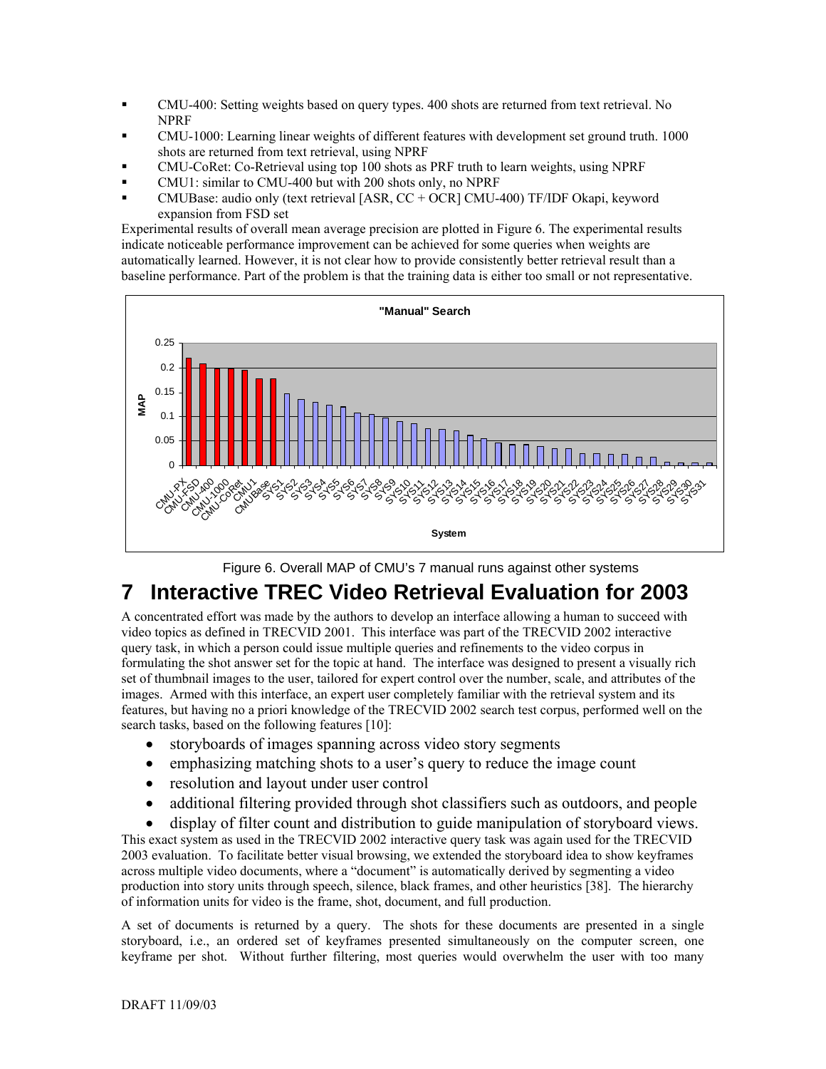- CMU-400: Setting weights based on query types. 400 shots are returned from text retrieval. No NPRF
- CMU-1000: Learning linear weights of different features with development set ground truth. 1000 shots are returned from text retrieval, using NPRF
- CMU-CoRet: Co-Retrieval using top 100 shots as PRF truth to learn weights, using NPRF
- CMU1: similar to CMU-400 but with 200 shots only, no NPRF
- CMUBase: audio only (text retrieval [ASR, CC + OCR] CMU-400) TF/IDF Okapi, keyword expansion from FSD set

Experimental results of overall mean average precision are plotted in Figure 6. The experimental results indicate noticeable performance improvement can be achieved for some queries when weights are automatically learned. However, it is not clear how to provide consistently better retrieval result than a baseline performance. Part of the problem is that the training data is either too small or not representative.

Figure 6. Overall MAP of CMU's 7 manual runs against other systems

# 7 Interactive TREC Video Retrieval Evaluation for 2003

A concentrated effort was made by the authors to develop an interface allowing a human to succeed with video topics as defined in TRECVID 2001. This interface was part of the TRECVID 2002 interactive query task, in which a person could issue multiple queries and refinements to the video corpus in formulating the shot answer set for the topic at hand. The interface was designed to present a visually rich set of thumbnail images to the user, tailored for expert control over the number, scale, and attributes of the images. Armed with this interface, an expert user completely familiar with the retrieval system and its features, but having no a priori knowledge of the TRECVID 2002 search test corpus, performed well on the search tasks, based on the following features [10]:

- storyboards of images spanning across video story segments
- emphasizing matching shots to a user's query to reduce the image count
- resolution and layout under user control
- additional filtering provided through shot classifiers such as outdoors, and people
- display of filter count and distribution to guide manipulation of storyboard views.

This exact system as used in the TRECVID 2002 interactive query task was again used for the TRECVID 2003 evaluation. To facilitate better visual browsing, we extended the storyboard idea to show keyframes across multiple video documents, where a "document" is automatically derived by segmenting a video production into story units through speech, silence, black frames, and other heuristics [38]. The hierarchy of information units for video is the frame, shot, document, and full production.

A set of documents is returned by a query. The shots for these documents are presented in a single storyboard, i.e., an ordered set of keyframes presented simultaneously on the computer screen, one keyframe per shot. Without further filtering, most queries would overwhelm the user with too many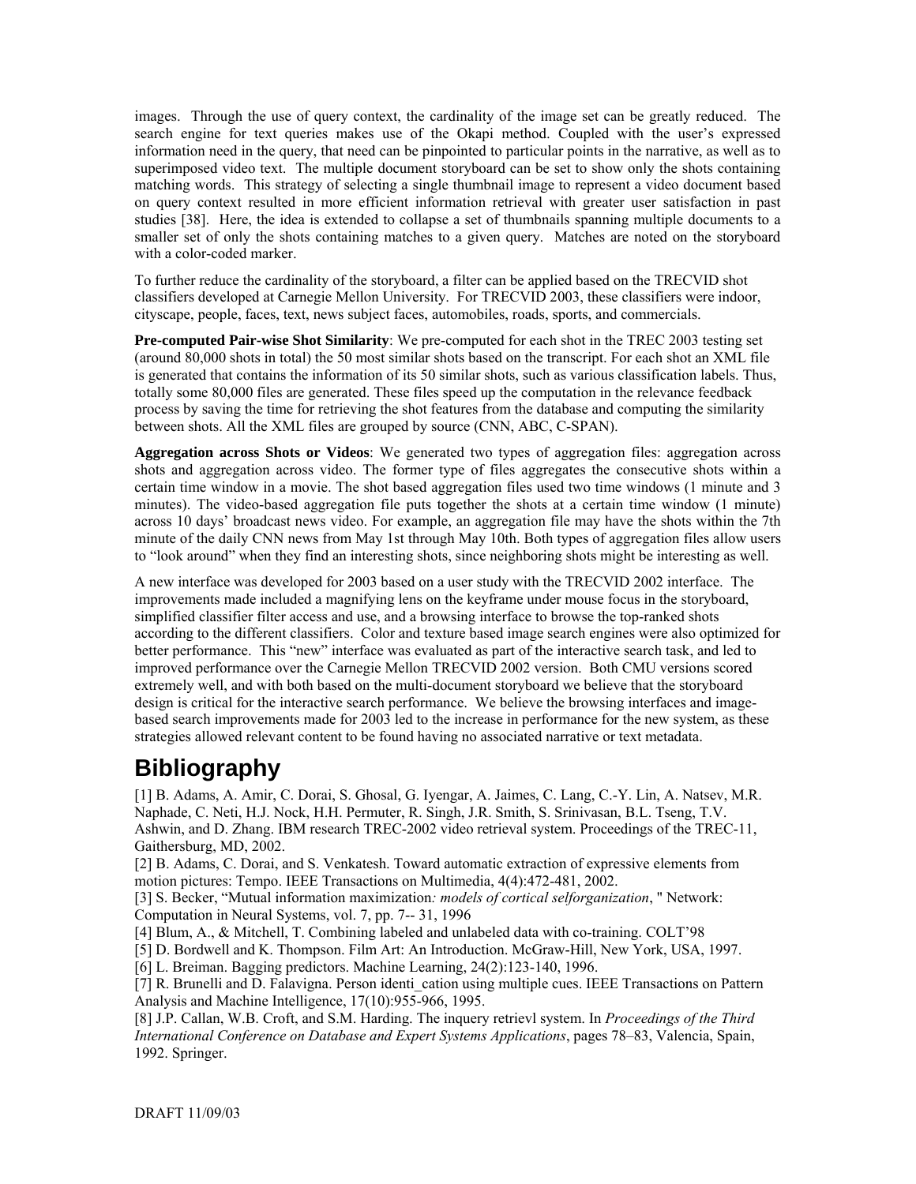images. Through the use of query context, the cardinality of the image set can be greatly reduced. The search engine for text queries makes use of the Okapi method. Coupled with the user's expressed information need in the query, that need can be pinpointed to particular points in the narrative, as well as to superimposed video text. The multiple document storyboard can be set to show only the shots containing matching words. This strategy of selecting a single thumbnail image to represent a video document based on query context resulted in more efficient information retrieval with greater user satisfaction in past studies [38]. Here, the idea is extended to collapse a set of thumbnails spanning multiple documents to a smaller set of only the shots containing matches to a given query. Matches are noted on the storyboard with a color-coded marker.

To further reduce the cardinality of the storyboard, a filter can be applied based on the TRECVID shot classifiers developed at Carnegie Mellon University. For TRECVID 2003, these classifiers were indoor, cityscape, people, faces, text, news subject faces, automobiles, roads, sports, and commercials.

**Pre-computed Pair-wise Shot Similarity**: We pre-computed for each shot in the TREC 2003 testing set (around 80,000 shots in total) the 50 most similar shots based on the transcript. For each shot an XML file is generated that contains the information of its 50 similar shots, such as various classification labels. Thus, totally some 80,000 files are generated. These files speed up the computation in the relevance feedback process by saving the time for retrieving the shot features from the database and computing the similarity between shots. All the XML files are grouped by source (CNN, ABC, C-SPAN).

**Aggregation across Shots or Videos**: We generated two types of aggregation files: aggregation across shots and aggregation across video. The former type of files aggregates the consecutive shots within a certain time window in a movie. The shot based aggregation files used two time windows (1 minute and 3 minutes). The video-based aggregation file puts together the shots at a certain time window (1 minute) across 10 days' broadcast news video. For example, an aggregation file may have the shots within the 7th minute of the daily CNN news from May 1st through May 10th. Both types of aggregation files allow users to "look around" when they find an interesting shots, since neighboring shots might be interesting as well.

A new interface was developed for 2003 based on a user study with the TRECVID 2002 interface. The improvements made included a magnifying lens on the keyframe under mouse focus in the storyboard, simplified classifier filter access and use, and a browsing interface to browse the top-ranked shots according to the different classifiers. Color and texture based image search engines were also optimized for better performance. This "new" interface was evaluated as part of the interactive search task, and led to improved performance over the Carnegie Mellon TRECVID 2002 version. Both CMU versions scored extremely well, and with both based on the multi-document storyboard we believe that the storyboard design is critical for the interactive search performance. We believe the browsing interfaces and image-based search improvements made for 2003 led to the increase in performance for the new system, as these strategies allowed relevant content to be found having no associated narrative or text metadata.

# Bibliography

[1] B. Adams, A. Amir, C. Dorai, S. Ghosal, G. Iyengar, A. Jaimes, C. Lang, C.-Y. Lin, A. Natsev, M.R. Naphade, C. Neti, H.J. Nock, H.H. Permuter, R. Singh, J.R. Smith, S. Srinivasan, B.L. Tseng, T.V. Ashwin, and D. Zhang. IBM research TREC-2002 video retrieval system. Proceedings of the TREC-11, Gaithersburg, MD, 2002.

[2] B. Adams, C. Dorai, and S. Venkatesh. Toward automatic extraction of expressive elements from motion pictures: Tempo. IEEE Transactions on Multimedia, 4(4):472-481, 2002.

[3] S. Becker, "Mutual information maximization*: models of cortical selforganization*, " Network: Computation in Neural Systems, vol. 7, pp. 7-- 31, 1996

[4] Blum, A., & Mitchell, T. Combining labeled and unlabeled data with co-training. COLT'98

[5] D. Bordwell and K. Thompson. Film Art: An Introduction. McGraw-Hill, New York, USA, 1997.

[6] L. Breiman. Bagging predictors. Machine Learning, 24(2):123-140, 1996.

[7] R. Brunelli and D. Falavigna. Person identi_cation using multiple cues. IEEE Transactions on Pattern Analysis and Machine Intelligence, 17(10):955-966, 1995.

[8] J.P. Callan, W.B. Croft, and S.M. Harding. The inquery retrievl system. In *Proceedings of the Third International Conference on Database and Expert Systems Applications*, pages 78–83, Valencia, Spain, 1992. Springer.

DRAFT 11/09/03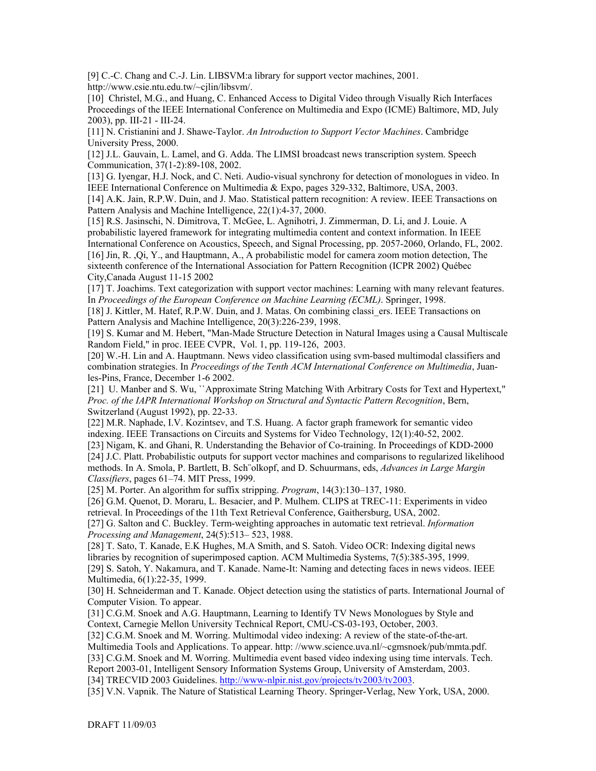[9] C.-C. Chang and C.-J. Lin. LIBSVM:a library for support vector machines, 2001. http://www.csie.ntu.edu.tw/~cjlin/libsvm/.

[10] Christel, M.G., and Huang, C. Enhanced Access to Digital Video through Visually Rich Interfaces Proceedings of the IEEE International Conference on Multimedia and Expo (ICME) Baltimore, MD, July 2003), pp. III-21 - III-24.

[11] N. Cristianini and J. Shawe-Taylor. *An Introduction to Support Vector Machines*. Cambridge University Press, 2000.

[12] J.L. Gauvain, L. Lamel, and G. Adda. The LIMSI broadcast news transcription system. Speech Communication, 37(1-2):89-108, 2002.

[13] G. Iyengar, H.J. Nock, and C. Neti. Audio-visual synchrony for detection of monologues in video. In IEEE International Conference on Multimedia & Expo, pages 329-332, Baltimore, USA, 2003.

[14] A.K. Jain, R.P.W. Duin, and J. Mao. Statistical pattern recognition: A review. IEEE Transactions on Pattern Analysis and Machine Intelligence, 22(1):4-37, 2000.

[15] R.S. Jasinschi, N. Dimitrova, T. McGee, L. Agnihotri, J. Zimmerman, D. Li, and J. Louie. A probabilistic layered framework for integrating multimedia content and context information. In IEEE International Conference on Acoustics, Speech, and Signal Processing, pp. 2057-2060, Orlando, FL, 2002.

[16] Jin, R. ,Qi, Y., and Hauptmann, A., A probabilistic model for camera zoom motion detection, The sixteenth conference of the International Association for Pattern Recognition (ICPR 2002) Québec City,Canada August 11-15 2002

[17] T. Joachims. Text categorization with support vector machines: Learning with many relevant features. In *Proceedings of the European Conference on Machine Learning (ECML)*. Springer, 1998.

[18] J. Kittler, M. Hatef, R.P.W. Duin, and J. Matas. On combining classi_ers. IEEE Transactions on Pattern Analysis and Machine Intelligence, 20(3):226-239, 1998.

[19] S. Kumar and M. Hebert, "Man-Made Structure Detection in Natural Images using a Causal Multiscale Random Field," in proc. IEEE CVPR, Vol. 1, pp. 119-126, 2003.

[20] W.-H. Lin and A. Hauptmann. News video classification using svm-based multimodal classifiers and combination strategies. In *Proceedings of the Tenth ACM International Conference on Multimedia*, Juan-les-Pins, France, December 1-6 2002.

[21] U. Manber and S. Wu, ``Approximate String Matching With Arbitrary Costs for Text and Hypertext,'' *Proc. of the IAPR International Workshop on Structural and Syntactic Pattern Recognition*, Bern, Switzerland (August 1992), pp. 22-33.

[22] M.R. Naphade, I.V. Kozintsev, and T.S. Huang. A factor graph framework for semantic video indexing. IEEE Transactions on Circuits and Systems for Video Technology, 12(1):40-52, 2002.

[23] Nigam, K. and Ghani, R. Understanding the Behavior of Co-training. In Proceedings of KDD-2000

[24] J.C. Platt. Probabilistic outputs for support vector machines and comparisons to regularized likelihood methods. In A. Smola, P. Bartlett, B. Sch¨olkopf, and D. Schuurmans, eds, *Advances in Large Margin Classifiers*, pages 61–74. MIT Press, 1999.

[25] M. Porter. An algorithm for suffix stripping. *Program*, 14(3):130–137, 1980.

[26] G.M. Quenot, D. Moraru, L. Besacier, and P. Mulhem. CLIPS at TREC-11: Experiments in video retrieval. In Proceedings of the 11th Text Retrieval Conference, Gaithersburg, USA, 2002.

[27] G. Salton and C. Buckley. Term-weighting approaches in automatic text retrieval. *Information Processing and Management*, 24(5):513– 523, 1988.

[28] T. Sato, T. Kanade, E.K Hughes, M.A Smith, and S. Satoh. Video OCR: Indexing digital news libraries by recognition of superimposed caption. ACM Multimedia Systems, 7(5):385-395, 1999.

[29] S. Satoh, Y. Nakamura, and T. Kanade. Name-It: Naming and detecting faces in news videos. IEEE Multimedia, 6(1):22-35, 1999.

[30] H. Schneiderman and T. Kanade. Object detection using the statistics of parts. International Journal of Computer Vision. To appear.

[31] C.G.M. Snoek and A.G. Hauptmann, Learning to Identify TV News Monologues by Style and Context, Carnegie Mellon University Technical Report, CMU-CS-03-193, October, 2003.

[32] C.G.M. Snoek and M. Worring. Multimodal video indexing: A review of the state-of-the-art. Multimedia Tools and Applications. To appear. http: //www.science.uva.nl/~cgmsnoek/pub/mmta.pdf.

[33] C.G.M. Snoek and M. Worring. Multimedia event based video indexing using time intervals. Tech. Report 2003-01, Intelligent Sensory Information Systems Group, University of Amsterdam, 2003.

[34] TRECVID 2003 Guidelines. http://www-nlpir.nist.gov/projects/tv2003/tv2003.

[35] V.N. Vapnik. The Nature of Statistical Learning Theory. Springer-Verlag, New York, USA, 2000.

DRAFT 11/09/03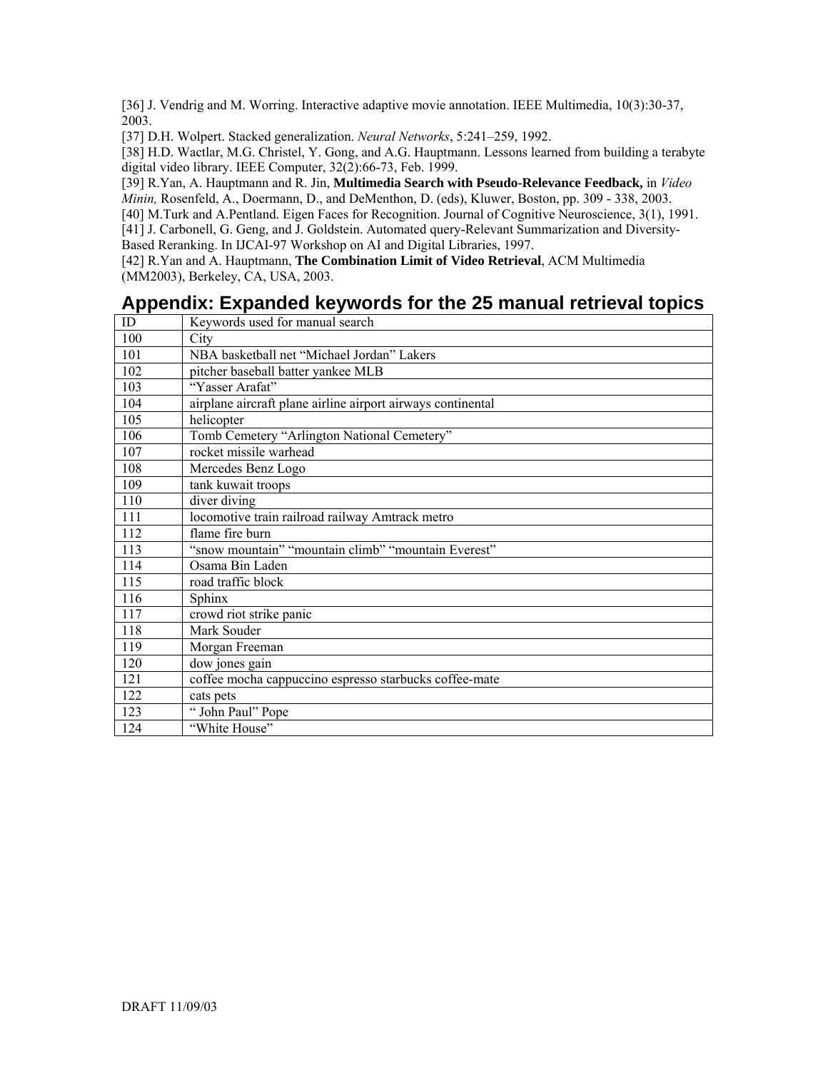[36] J. Vendrig and M. Worring. Interactive adaptive movie annotation. IEEE Multimedia, 10(3):30-37, 2003.

[37] D.H. Wolpert. Stacked generalization. *Neural Networks*, 5:241–259, 1992.

[38] H.D. Wactlar, M.G. Christel, Y. Gong, and A.G. Hauptmann. Lessons learned from building a terabyte digital video library. IEEE Computer, 32(2):66-73, Feb. 1999.

[39] R.Yan, A. Hauptmann and R. Jin, **Multimedia Search with Pseudo-Relevance Feedback,** in *Video Minin,* Rosenfeld, A., Doermann, D., and DeMenthon, D. (eds), Kluwer, Boston, pp. 309 - 338, 2003.

[40] M.Turk and A.Pentland. Eigen Faces for Recognition. Journal of Cognitive Neuroscience, 3(1), 1991.

[41] J. Carbonell, G. Geng, and J. Goldstein. Automated query-Relevant Summarization and Diversity-Based Reranking. In IJCAI-97 Workshop on AI and Digital Libraries, 1997.

[42] R.Yan and A. Hauptmann, **The Combination Limit of Video Retrieval**, ACM Multimedia (MM2003), Berkeley, CA, USA, 2003.

## Appendix: Expanded keywords for the 25 manual retrieval topics

| ID | Keywords used for manual search |
|---|---|
| 100 | City |
| 101 | NBA basketball net "Michael Jordan" Lakers |
| 102 | pitcher baseball batter yankee MLB |
| 103 | "Yasser Arafat" |
| 104 | airplane aircraft plane airline airport airways continental |
| 105 | helicopter |
| 106 | Tomb Cemetery "Arlington National Cemetery" |
| 107 | rocket missile warhead |
| 108 | Mercedes Benz Logo |
| 109 | tank kuwait troops |
| 110 | diver diving |
| 111 | locomotive train railroad railway Amtrack metro |
| 112 | flame fire burn |
| 113 | "snow mountain" "mountain climb" "mountain Everest" |
| 114 | Osama Bin Laden |
| 115 | road traffic block |
| 116 | Sphinx |
| 117 | crowd riot strike panic |
| 118 | Mark Souder |
| 119 | Morgan Freeman |
| 120 | dow jones gain |
| 121 | coffee mocha cappuccino espresso starbucks coffee-mate |
| 122 | cats pets |
| 123 | " John Paul" Pope |
| 124 | "White House" |